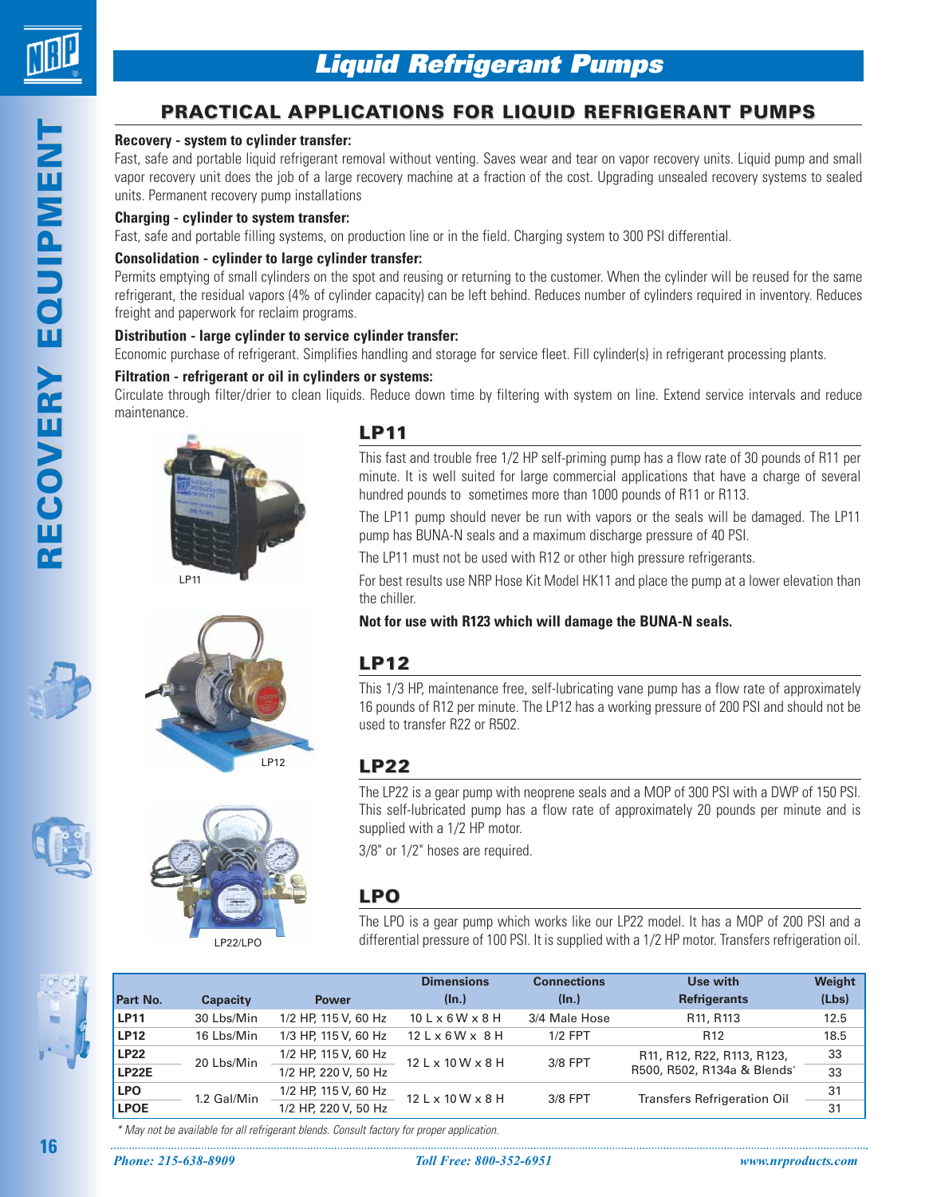# Liquid Refrigerant Pumps

## PRACTICAL APPLICATIONS FOR LIQUID REFRIGERANT PUMPS

**Recovery - system to cylinder transfer:**

Fast, safe and portable liquid refrigerant removal without venting. Saves wear and tear on vapor recovery units. Liquid pump and small vapor recovery unit does the job of a large recovery machine at a fraction of the cost. Upgrading unsealed recovery systems to sealed units. Permanent recovery pump installations

**Charging - cylinder to system transfer:**

Fast, safe and portable filling systems, on production line or in the field. Charging system to 300 PSI differential.

**Consolidation - cylinder to large cylinder transfer:**

Permits emptying of small cylinders on the spot and reusing or returning to the customer. When the cylinder will be reused for the same refrigerant, the residual vapors (4% of cylinder capacity) can be left behind. Reduces number of cylinders required in inventory. Reduces freight and paperwork for reclaim programs.

**Distribution - large cylinder to service cylinder transfer:**

Economic purchase of refrigerant. Simplifies handling and storage for service fleet. Fill cylinder(s) in refrigerant processing plants.

**Filtration - refrigerant or oil in cylinders or systems:**

Circulate through filter/drier to clean liquids. Reduce down time by filtering with system on line. Extend service intervals and reduce maintenance.

LP11

LP12

LP22/LPO

### LP11

This fast and trouble free 1/2 HP self-priming pump has a flow rate of 30 pounds of R11 per minute. It is well suited for large commercial applications that have a charge of several hundred pounds to sometimes more than 1000 pounds of R11 or R113.

The LP11 pump should never be run with vapors or the seals will be damaged. The LP11 pump has BUNA-N seals and a maximum discharge pressure of 40 PSI.

The LP11 must not be used with R12 or other high pressure refrigerants.

For best results use NRP Hose Kit Model HK11 and place the pump at a lower elevation than the chiller.

**Not for use with R123 which will damage the BUNA-N seals.**

### LP12

This 1/3 HP, maintenance free, self-lubricating vane pump has a flow rate of approximately 16 pounds of R12 per minute. The LP12 has a working pressure of 200 PSI and should not be used to transfer R22 or R502.

### LP22

The LP22 is a gear pump with neoprene seals and a MOP of 300 PSI with a DWP of 150 PSI. This self-lubricated pump has a flow rate of approximately 20 pounds per minute and is supplied with a 1/2 HP motor.

3/8" or 1/2" hoses are required.

### LPO

The LPO is a gear pump which works like our LP22 model. It has a MOP of 200 PSI and a differential pressure of 100 PSI. It is supplied with a 1/2 HP motor. Transfers refrigeration oil.

| Part No. | Capacity | Power | Dimensions (In.) | Connections (In.) | Use with Refrigerants | Weight (Lbs) |
|---|---|---|---|---|---|---|
| LP11 | 30 Lbs/Min | 1/2 HP, 115 V, 60 Hz | 10 L x 6 W x 8 H | 3/4 Male Hose | R11, R113 | 12.5 |
| LP12 | 16 Lbs/Min | 1/3 HP, 115 V, 60 Hz | 12 L x 6 W x 8 H | 1/2 FPT | R12 | 18.5 |
| LP22 | 20 Lbs/Min | 1/2 HP, 115 V, 60 Hz | 12 L x 10 W x 8 H | 3/8 FPT | R11, R12, R22, R113, R123, R500, R502, R134a & Blends* | 33 |
| LP22E | | 1/2 HP, 220 V, 50 Hz | | | | 33 |
| LPO | 1.2 Gal/Min | 1/2 HP, 115 V, 60 Hz | 12 L x 10 W x 8 H | 3/8 FPT | Transfers Refrigeration Oil | 31 |
| LPOE | | 1/2 HP, 220 V, 50 Hz | | | | 31 |

*\* May not be available for all refrigerant blends. Consult factory for proper application.*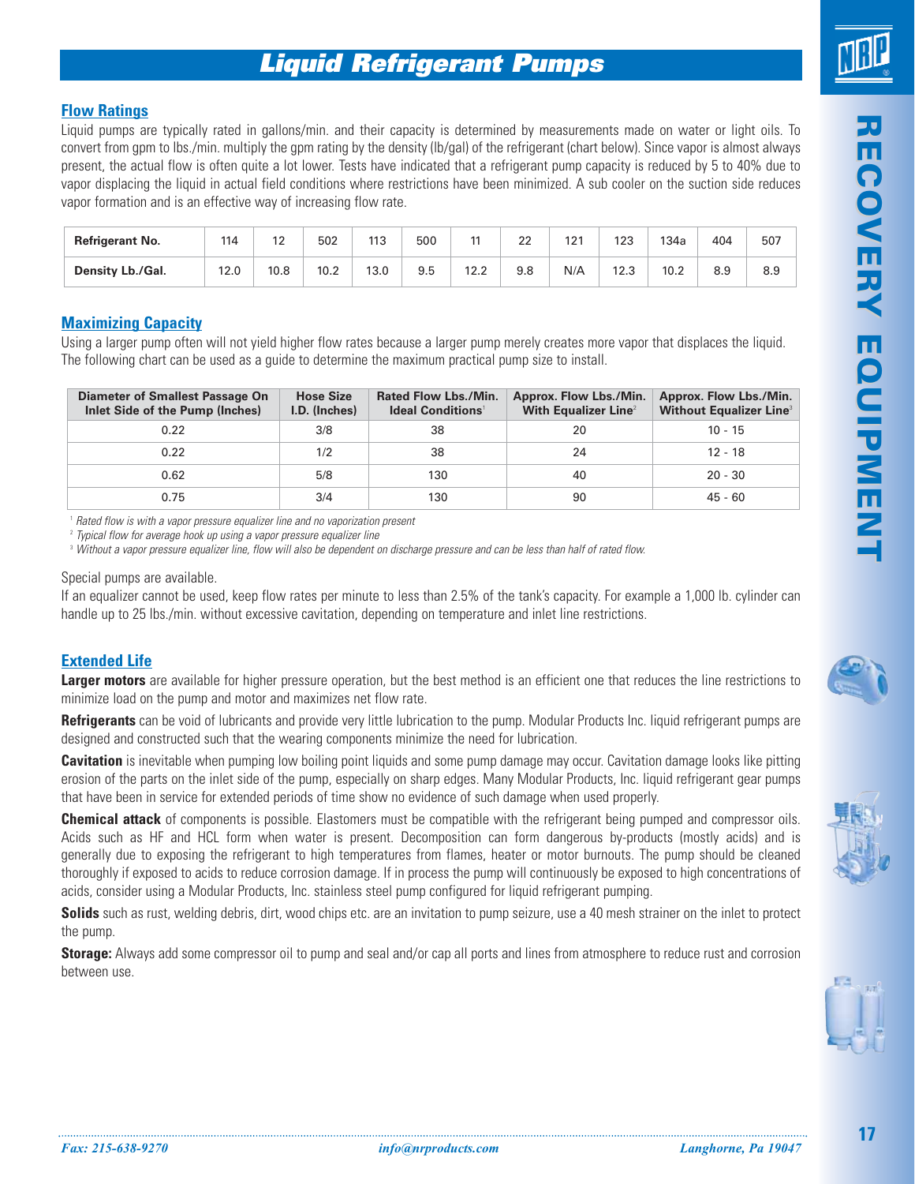# Liquid Refrigerant Pumps

## Flow Ratings

Liquid pumps are typically rated in gallons/min. and their capacity is determined by measurements made on water or light oils. To convert from gpm to lbs./min. multiply the gpm rating by the density (lb/gal) of the refrigerant (chart below). Since vapor is almost always present, the actual flow is often quite a lot lower. Tests have indicated that a refrigerant pump capacity is reduced by 5 to 40% due to vapor displacing the liquid in actual field conditions where restrictions have been minimized. A sub cooler on the suction side reduces vapor formation and is an effective way of increasing flow rate.

| Refrigerant No. | 114 | 12 | 502 | 113 | 500 | 11 | 22 | 121 | 123 | 134a | 404 | 507 |
|---|---|---|---|---|---|---|---|---|---|---|---|---|
| Density Lb./Gal. | 12.0 | 10.8 | 10.2 | 13.0 | 9.5 | 12.2 | 9.8 | N/A | 12.3 | 10.2 | 8.9 | 8.9 |

## Maximizing Capacity

Using a larger pump often will not yield higher flow rates because a larger pump merely creates more vapor that displaces the liquid. The following chart can be used as a guide to determine the maximum practical pump size to install.

| Diameter of Smallest Passage On Inlet Side of the Pump (Inches) | Hose Size I.D. (Inches) | Rated Flow Lbs./Min. Ideal Conditions[1] | Approx. Flow Lbs./Min. With Equalizer Line[2] | Approx. Flow Lbs./Min. Without Equalizer Line[3] |
|---|---|---|---|---|
| 0.22 | 3/8 | 38 | 20 | 10 - 15 |
| 0.22 | 1/2 | 38 | 24 | 12 - 18 |
| 0.62 | 5/8 | 130 | 40 | 20 - 30 |
| 0.75 | 3/4 | 130 | 90 | 45 - 60 |

[1] *Rated flow is with a vapor pressure equalizer line and no vaporization present*
[2] *Typical flow for average hook up using a vapor pressure equalizer line*
[3] *Without a vapor pressure equalizer line, flow will also be dependent on discharge pressure and can be less than half of rated flow.*

Special pumps are available.
If an equalizer cannot be used, keep flow rates per minute to less than 2.5% of the tank's capacity. For example a 1,000 lb. cylinder can handle up to 25 lbs./min. without excessive cavitation, depending on temperature and inlet line restrictions.

## Extended Life

**Larger motors** are available for higher pressure operation, but the best method is an efficient one that reduces the line restrictions to minimize load on the pump and motor and maximizes net flow rate.

**Refrigerants** can be void of lubricants and provide very little lubrication to the pump. Modular Products Inc. liquid refrigerant pumps are designed and constructed such that the wearing components minimize the need for lubrication.

**Cavitation** is inevitable when pumping low boiling point liquids and some pump damage may occur. Cavitation damage looks like pitting erosion of the parts on the inlet side of the pump, especially on sharp edges. Many Modular Products, Inc. liquid refrigerant gear pumps that have been in service for extended periods of time show no evidence of such damage when used properly.

**Chemical attack** of components is possible. Elastomers must be compatible with the refrigerant being pumped and compressor oils. Acids such as HF and HCL form when water is present. Decomposition can form dangerous by-products (mostly acids) and is generally due to exposing the refrigerant to high temperatures from flames, heater or motor burnouts. The pump should be cleaned thoroughly if exposed to acids to reduce corrosion damage. If in process the pump will continuously be exposed to high concentrations of acids, consider using a Modular Products, Inc. stainless steel pump configured for liquid refrigerant pumping.

**Solids** such as rust, welding debris, dirt, wood chips etc. are an invitation to pump seizure, use a 40 mesh strainer on the inlet to protect the pump.

**Storage:** Always add some compressor oil to pump and seal and/or cap all ports and lines from atmosphere to reduce rust and corrosion between use.